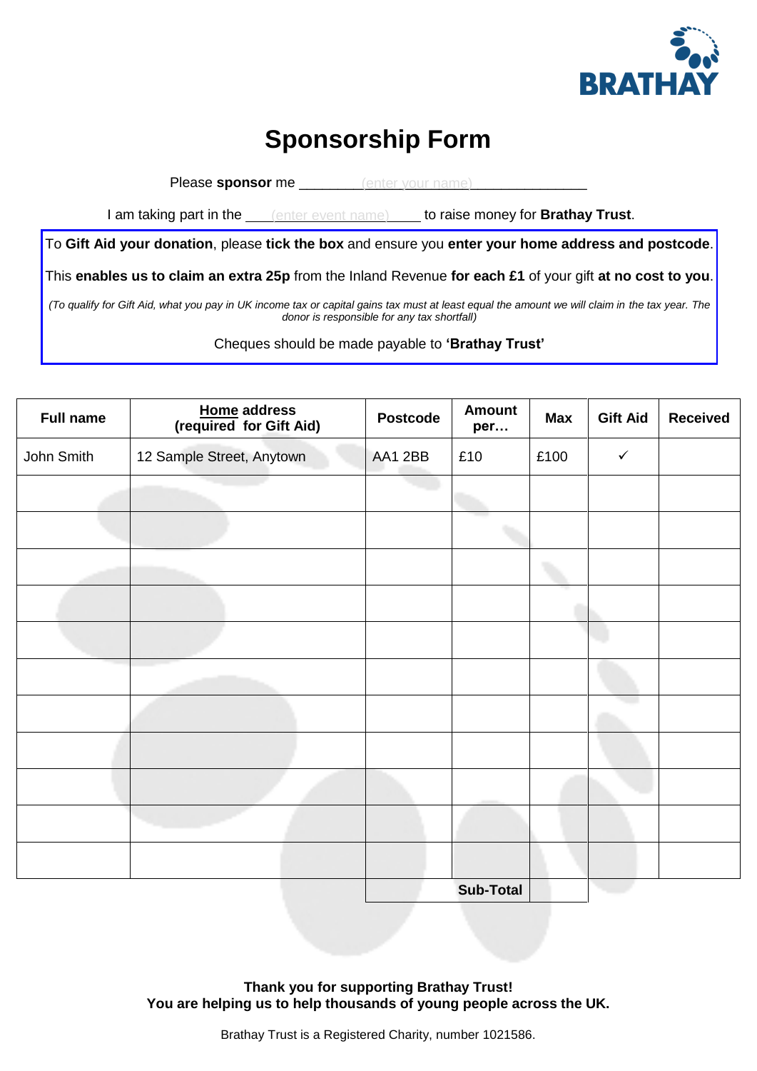BRATHAY

# Sponsorship Form

Please **sponsor** me ________(enter your name)_______________

I am taking part in the ___(enter event name)____ to raise money for **Brathay Trust**.

To **Gift Aid your donation**, please **tick the box** and ensure you **enter your home address and postcode**.

This **enables us to claim an extra 25p** from the Inland Revenue **for each £1** of your gift **at no cost to you**.

*(To qualify for Gift Aid, what you pay in UK income tax or capital gains tax must at least equal the amount we will claim in the tax year. The donor is responsible for any tax shortfall)*

Cheques should be made payable to **'Brathay Trust'**

| **Full name** | **Home address (required for Gift Aid)** | **Postcode** | **Amount per…** | **Max** | **Gift Aid** | **Received** |
|---|---|---|---|---|---|---|
| John Smith | 12 Sample Street, Anytown | AA1 2BB | £10 | £100 | ✓ | |
| | | | | | | |
| | | | | | | |
| | | | | | | |
| | | | | | | |
| | | | | | | |
| | | | | | | |
| | | | | | | |
| | | | | | | |
| | | | | | | |
| | | | | | | |
| | | | | | | |
| | | | **Sub-Total** | | | |

**Thank you for supporting Brathay Trust!**
**You are helping us to help thousands of young people across the UK.**

Brathay Trust is a Registered Charity, number 1021586.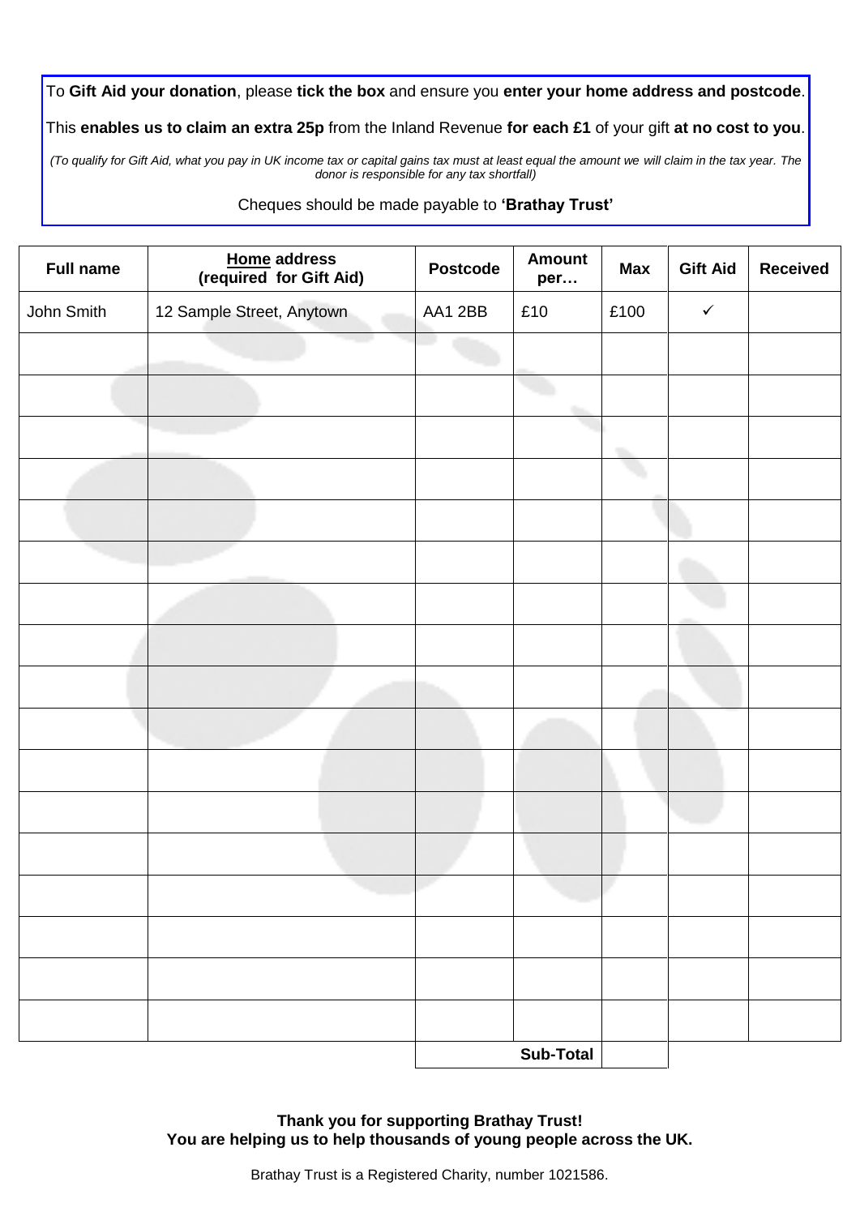To **Gift Aid your donation**, please **tick the box** and ensure you **enter your home address and postcode**.

This **enables us to claim an extra 25p** from the Inland Revenue **for each £1** of your gift **at no cost to you**.

*(To qualify for Gift Aid, what you pay in UK income tax or capital gains tax must at least equal the amount we will claim in the tax year. The donor is responsible for any tax shortfall)*

Cheques should be made payable to **'Brathay Trust'**

| Full name | Home address (required for Gift Aid) | Postcode | Amount per… | Max | Gift Aid | Received |
|---|---|---|---|---|---|---|
| John Smith | 12 Sample Street, Anytown | AA1 2BB | £10 | £100 | ✓ | |
| | | | | | | |
| | | | | | | |
| | | | | | | |
| | | | | | | |
| | | | | | | |
| | | | | | | |
| | | | | | | |
| | | | | | | |
| | | | | | | |
| | | | | | | |
| | | | | | | |
| | | | | | | |
| | | | | | | |
| | | | | | | |
| | | | | | | |
| | | | | | | |
| | | | | | | |
| | | | **Sub-Total** | | | |

**Thank you for supporting Brathay Trust!**
**You are helping us to help thousands of young people across the UK.**

Brathay Trust is a Registered Charity, number 1021586.